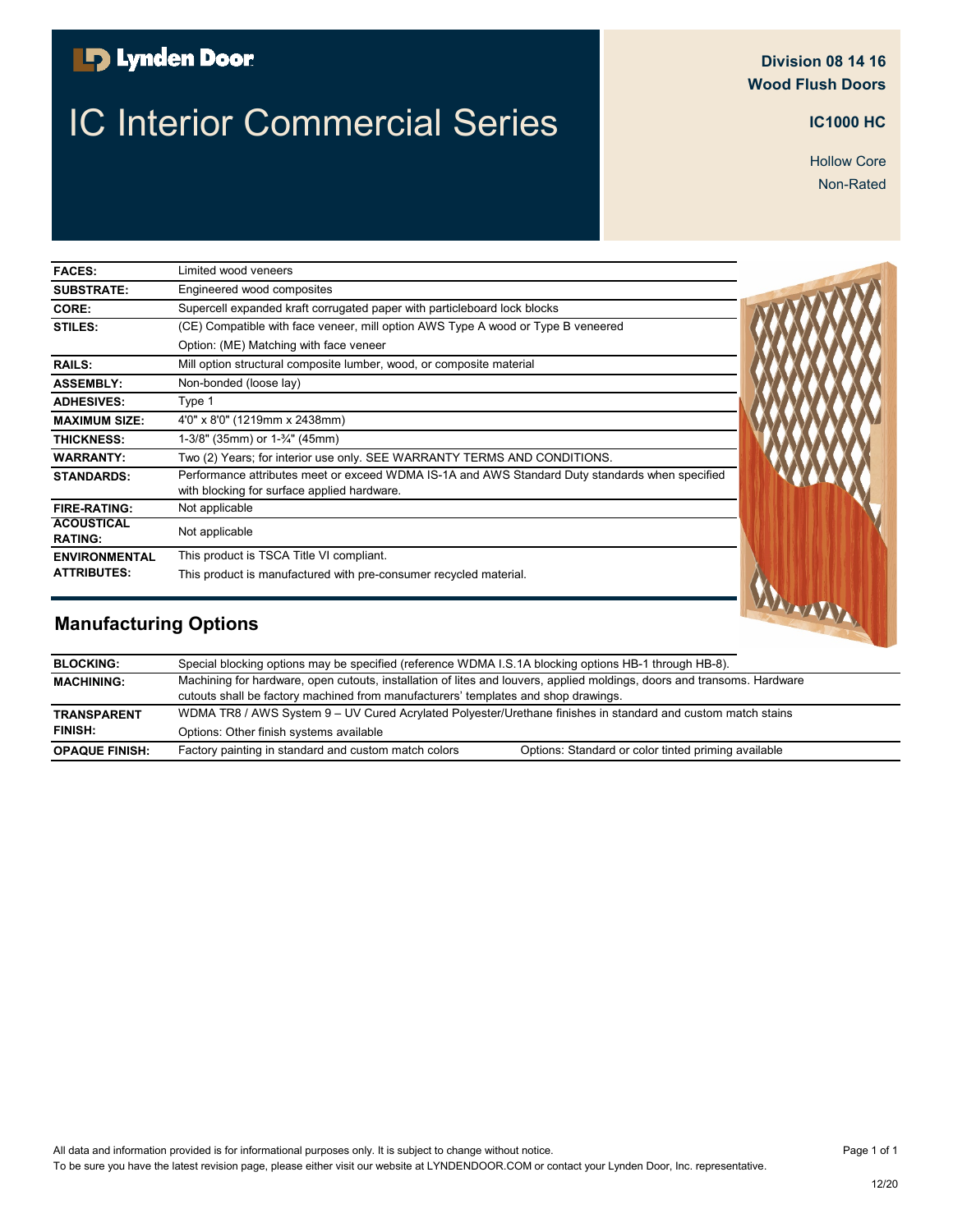Lynden Door

# IC Interior Commercial Series

**Division 08 14 16**
**Wood Flush Doors**

**IC1000 HC**

Hollow Core
Non-Rated

| | |
|---|---|
| **FACES:** | Limited wood veneers |
| **SUBSTRATE:** | Engineered wood composites |
| **CORE:** | Supercell expanded kraft corrugated paper with particleboard lock blocks |
| **STILES:** | (CE) Compatible with face veneer, mill option AWS Type A wood or Type B veneered<br>Option: (ME) Matching with face veneer |
| **RAILS:** | Mill option structural composite lumber, wood, or composite material |
| **ASSEMBLY:** | Non-bonded (loose lay) |
| **ADHESIVES:** | Type 1 |
| **MAXIMUM SIZE:** | 4'0" x 8'0" (1219mm x 2438mm) |
| **THICKNESS:** | 1-3/8" (35mm) or 1-¾" (45mm) |
| **WARRANTY:** | Two (2) Years; for interior use only. SEE WARRANTY TERMS AND CONDITIONS. |
| **STANDARDS:** | Performance attributes meet or exceed WDMA IS-1A and AWS Standard Duty standards when specified with blocking for surface applied hardware. |
| **FIRE-RATING:** | Not applicable |
| **ACOUSTICAL RATING:** | Not applicable |
| **ENVIRONMENTAL ATTRIBUTES:** | This product is TSCA Title VI compliant.<br>This product is manufactured with pre-consumer recycled material. |

## Manufacturing Options

| | | |
|---|---|---|
| **BLOCKING:** | Special blocking options may be specified (reference WDMA I.S.1A blocking options HB-1 through HB-8). | |
| **MACHINING:** | Machining for hardware, open cutouts, installation of lites and louvers, applied moldings, doors and transoms. Hardware cutouts shall be factory machined from manufacturers' templates and shop drawings. | |
| **TRANSPARENT FINISH:** | WDMA TR8 / AWS System 9 – UV Cured Acrylated Polyester/Urethane finishes in standard and custom match stains<br>Options: Other finish systems available | |
| **OPAQUE FINISH:** | Factory painting in standard and custom match colors | Options: Standard or color tinted priming available |

All data and information provided is for informational purposes only. It is subject to change without notice.
To be sure you have the latest revision page, please either visit our website at LYNDENDOOR.COM or contact your Lynden Door, Inc. representative.

12/20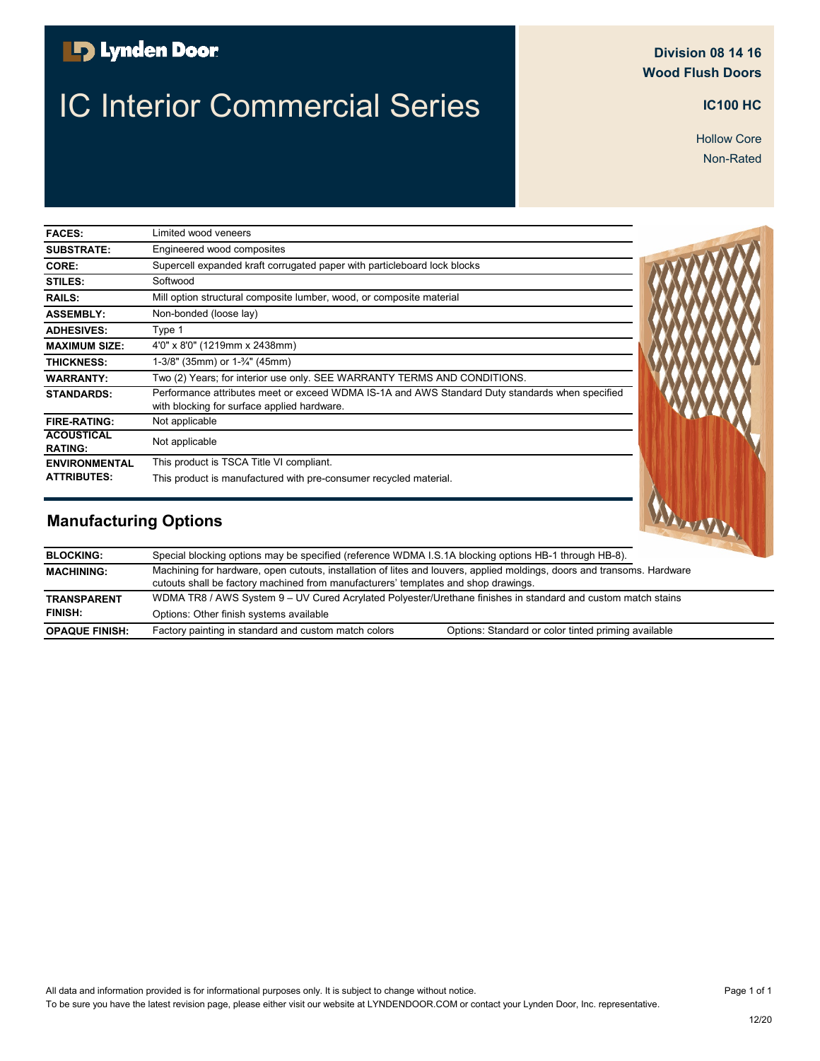# Lynden Door

# IC Interior Commercial Series

**Division 08 14 16**
**Wood Flush Doors**

**IC100 HC**

Hollow Core
Non-Rated

| | |
|---|---|
| **FACES:** | Limited wood veneers |
| **SUBSTRATE:** | Engineered wood composites |
| **CORE:** | Supercell expanded kraft corrugated paper with particleboard lock blocks |
| **STILES:** | Softwood |
| **RAILS:** | Mill option structural composite lumber, wood, or composite material |
| **ASSEMBLY:** | Non-bonded (loose lay) |
| **ADHESIVES:** | Type 1 |
| **MAXIMUM SIZE:** | 4'0" x 8'0" (1219mm x 2438mm) |
| **THICKNESS:** | 1-3/8" (35mm) or 1-¾" (45mm) |
| **WARRANTY:** | Two (2) Years; for interior use only. SEE WARRANTY TERMS AND CONDITIONS. |
| **STANDARDS:** | Performance attributes meet or exceed WDMA IS-1A and AWS Standard Duty standards when specified with blocking for surface applied hardware. |
| **FIRE-RATING:** | Not applicable |
| **ACOUSTICAL RATING:** | Not applicable |
| **ENVIRONMENTAL ATTRIBUTES:** | This product is TSCA Title VI compliant. This product is manufactured with pre-consumer recycled material. |

## Manufacturing Options

| | | |
|---|---|---|
| **BLOCKING:** | Special blocking options may be specified (reference WDMA I.S.1A blocking options HB-1 through HB-8). | |
| **MACHINING:** | Machining for hardware, open cutouts, installation of lites and louvers, applied moldings, doors and transoms. Hardware cutouts shall be factory machined from manufacturers' templates and shop drawings. | |
| **TRANSPARENT FINISH:** | WDMA TR8 / AWS System 9 – UV Cured Acrylated Polyester/Urethane finishes in standard and custom match stains. Options: Other finish systems available | |
| **OPAQUE FINISH:** | Factory painting in standard and custom match colors | Options: Standard or color tinted priming available |

All data and information provided is for informational purposes only. It is subject to change without notice.
To be sure you have the latest revision page, please either visit our website at LYNDENDOOR.COM or contact your Lynden Door, Inc. representative.

12/20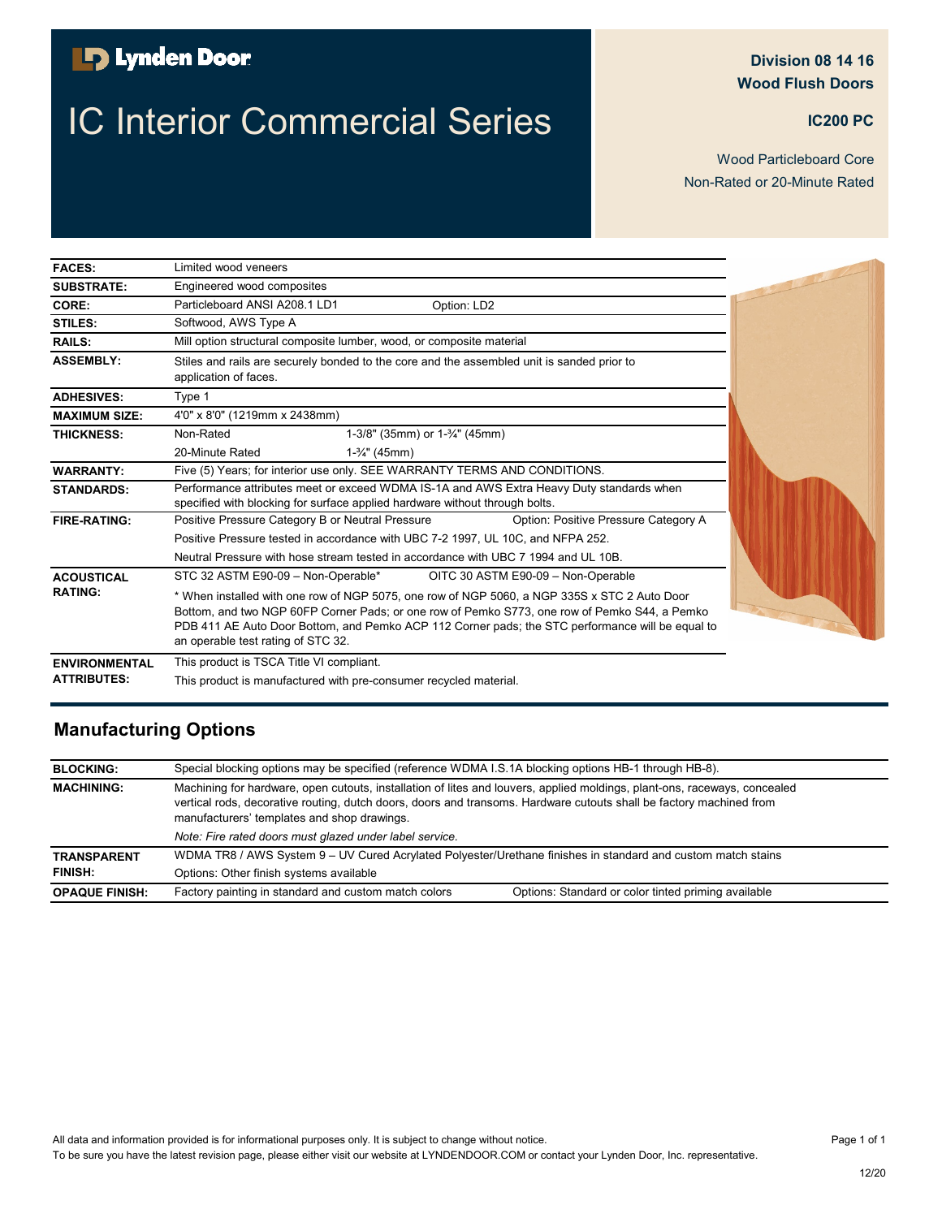Lynden Door

# IC Interior Commercial Series

**Division 08 14 16**
**Wood Flush Doors**

**IC200 PC**

Wood Particleboard Core
Non-Rated or 20-Minute Rated

| | | |
|---|---|---|
| **FACES:** | Limited wood veneers | |
| **SUBSTRATE:** | Engineered wood composites | |
| **CORE:** | Particleboard ANSI A208.1 LD1 | Option: LD2 |
| **STILES:** | Softwood, AWS Type A | |
| **RAILS:** | Mill option structural composite lumber, wood, or composite material | |
| **ASSEMBLY:** | Stiles and rails are securely bonded to the core and the assembled unit is sanded prior to application of faces. | |
| **ADHESIVES:** | Type 1 | |
| **MAXIMUM SIZE:** | 4'0" x 8'0" (1219mm x 2438mm) | |
| **THICKNESS:** | Non-Rated | 1-3/8" (35mm) or 1-¾" (45mm) |
| | 20-Minute Rated | 1-¾" (45mm) |
| **WARRANTY:** | Five (5) Years; for interior use only. SEE WARRANTY TERMS AND CONDITIONS. | |
| **STANDARDS:** | Performance attributes meet or exceed WDMA IS-1A and AWS Extra Heavy Duty standards when specified with blocking for surface applied hardware without through bolts. | |
| **FIRE-RATING:** | Positive Pressure Category B or Neutral Pressure | Option: Positive Pressure Category A |
| | Positive Pressure tested in accordance with UBC 7-2 1997, UL 10C, and NFPA 252. | |
| | Neutral Pressure with hose stream tested in accordance with UBC 7 1994 and UL 10B. | |
| **ACOUSTICAL RATING:** | STC 32 ASTM E90-09 – Non-Operable* | OITC 30 ASTM E90-09 – Non-Operable |
| | * When installed with one row of NGP 5075, one row of NGP 5060, a NGP 335S x STC 2 Auto Door Bottom, and two NGP 60FP Corner Pads; or one row of Pemko S773, one row of Pemko S44, a Pemko PDB 411 AE Auto Door Bottom, and Pemko ACP 112 Corner pads; the STC performance will be equal to an operable test rating of STC 32. | |
| **ENVIRONMENTAL ATTRIBUTES:** | This product is TSCA Title VI compliant. | |
| | This product is manufactured with pre-consumer recycled material. | |

## Manufacturing Options

| | | |
|---|---|---|
| **BLOCKING:** | Special blocking options may be specified (reference WDMA I.S.1A blocking options HB-1 through HB-8). | |
| **MACHINING:** | Machining for hardware, open cutouts, installation of lites and louvers, applied moldings, plant-ons, raceways, concealed vertical rods, decorative routing, dutch doors, doors and transoms. Hardware cutouts shall be factory machined from manufacturers' templates and shop drawings. | |
| | *Note: Fire rated doors must glazed under label service.* | |
| **TRANSPARENT FINISH:** | WDMA TR8 / AWS System 9 – UV Cured Acrylated Polyester/Urethane finishes in standard and custom match stains | |
| | Options: Other finish systems available | |
| **OPAQUE FINISH:** | Factory painting in standard and custom match colors | Options: Standard or color tinted priming available |

All data and information provided is for informational purposes only. It is subject to change without notice.
To be sure you have the latest revision page, please either visit our website at LYNDENDOOR.COM or contact your Lynden Door, Inc. representative.

12/20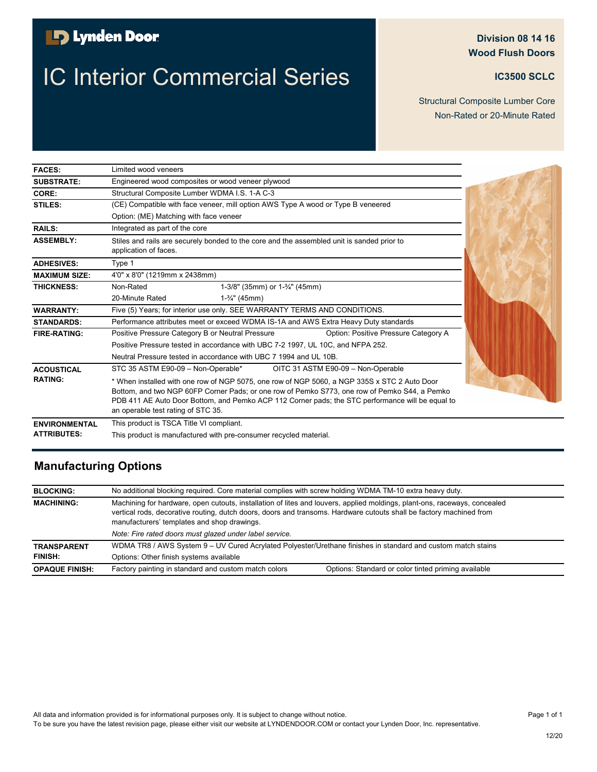# Lynden Door

# IC Interior Commercial Series

**Division 08 14 16**
**Wood Flush Doors**

**IC3500 SCLC**

Structural Composite Lumber Core
Non-Rated or 20-Minute Rated

| | | |
|---|---|---|
| **FACES:** | Limited wood veneers | |
| **SUBSTRATE:** | Engineered wood composites or wood veneer plywood | |
| **CORE:** | Structural Composite Lumber WDMA I.S. 1-A C-3 | |
| **STILES:** | (CE) Compatible with face veneer, mill option AWS Type A wood or Type B veneered | |
| | Option: (ME) Matching with face veneer | |
| **RAILS:** | Integrated as part of the core | |
| **ASSEMBLY:** | Stiles and rails are securely bonded to the core and the assembled unit is sanded prior to application of faces. | |
| **ADHESIVES:** | Type 1 | |
| **MAXIMUM SIZE:** | 4'0" x 8'0" (1219mm x 2438mm) | |
| **THICKNESS:** | Non-Rated | 1-3/8" (35mm) or 1-¾" (45mm) |
| | 20-Minute Rated | 1-¾" (45mm) |
| **WARRANTY:** | Five (5) Years; for interior use only. SEE WARRANTY TERMS AND CONDITIONS. | |
| **STANDARDS:** | Performance attributes meet or exceed WDMA IS-1A and AWS Extra Heavy Duty standards | |
| **FIRE-RATING:** | Positive Pressure Category B or Neutral Pressure | Option: Positive Pressure Category A |
| | Positive Pressure tested in accordance with UBC 7-2 1997, UL 10C, and NFPA 252. | |
| | Neutral Pressure tested in accordance with UBC 7 1994 and UL 10B. | |
| **ACOUSTICAL RATING:** | STC 35 ASTM E90-09 – Non-Operable* | OITC 31 ASTM E90-09 – Non-Operable |
| | * When installed with one row of NGP 5075, one row of NGP 5060, a NGP 335S x STC 2 Auto Door Bottom, and two NGP 60FP Corner Pads; or one row of Pemko S773, one row of Pemko S44, a Pemko PDB 411 AE Auto Door Bottom, and Pemko ACP 112 Corner pads; the STC performance will be equal to an operable test rating of STC 35. | |
| **ENVIRONMENTAL ATTRIBUTES:** | This product is TSCA Title VI compliant. | |
| | This product is manufactured with pre-consumer recycled material. | |

## Manufacturing Options

| | | |
|---|---|---|
| **BLOCKING:** | No additional blocking required. Core material complies with screw holding WDMA TM-10 extra heavy duty. | |
| **MACHINING:** | Machining for hardware, open cutouts, installation of lites and louvers, applied moldings, plant-ons, raceways, concealed vertical rods, decorative routing, dutch doors, doors and transoms. Hardware cutouts shall be factory machined from manufacturers' templates and shop drawings. | |
| | *Note: Fire rated doors must glazed under label service.* | |
| **TRANSPARENT FINISH:** | WDMA TR8 / AWS System 9 – UV Cured Acrylated Polyester/Urethane finishes in standard and custom match stains | |
| | Options: Other finish systems available | |
| **OPAQUE FINISH:** | Factory painting in standard and custom match colors | Options: Standard or color tinted priming available |

All data and information provided is for informational purposes only. It is subject to change without notice.
To be sure you have the latest revision page, please either visit our website at LYNDENDOOR.COM or contact your Lynden Door, Inc. representative.

12/20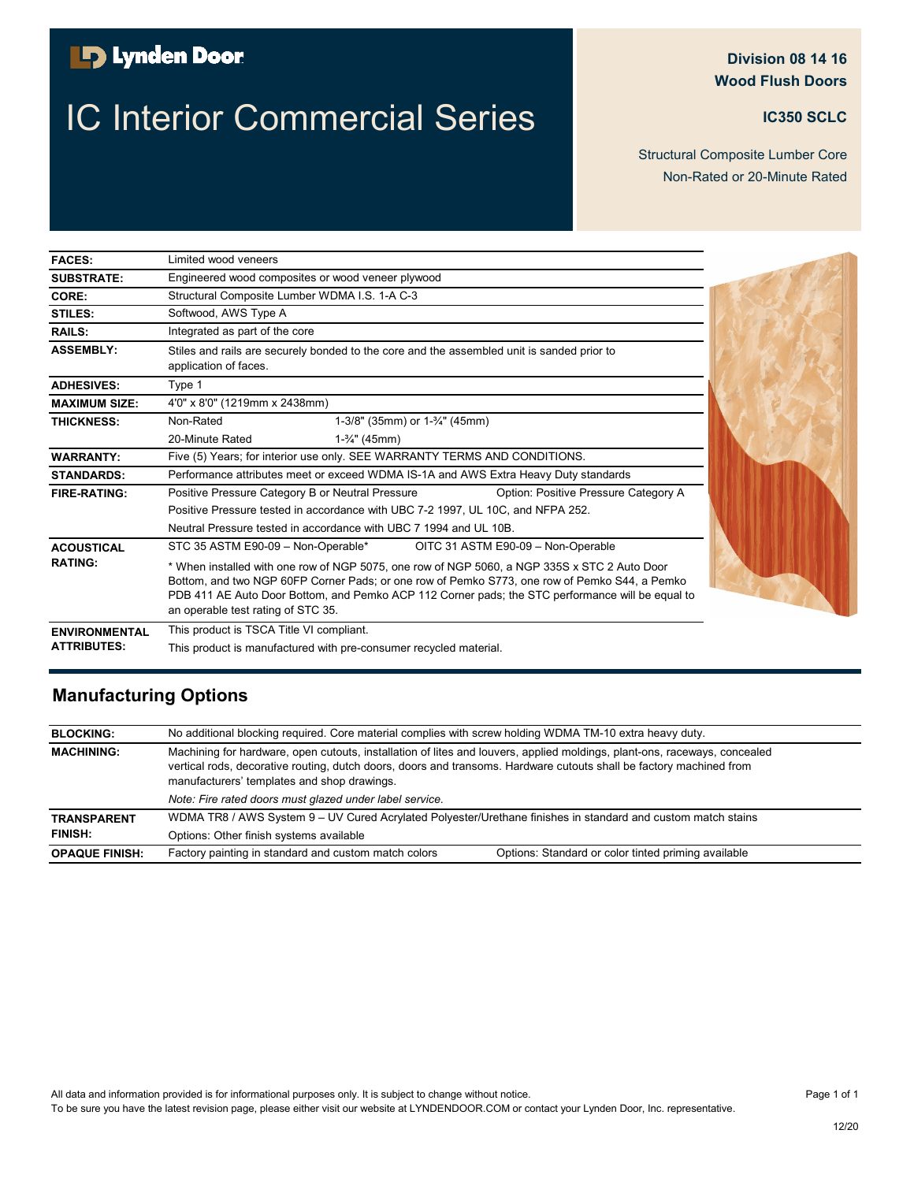Lynden Door

# IC Interior Commercial Series

**Division 08 14 16**
**Wood Flush Doors**

**IC350 SCLC**

Structural Composite Lumber Core
Non-Rated or 20-Minute Rated

| | | |
|---|---|---|
| **FACES:** | Limited wood veneers | |
| **SUBSTRATE:** | Engineered wood composites or wood veneer plywood | |
| **CORE:** | Structural Composite Lumber WDMA I.S. 1-A C-3 | |
| **STILES:** | Softwood, AWS Type A | |
| **RAILS:** | Integrated as part of the core | |
| **ASSEMBLY:** | Stiles and rails are securely bonded to the core and the assembled unit is sanded prior to application of faces. | |
| **ADHESIVES:** | Type 1 | |
| **MAXIMUM SIZE:** | 4'0" x 8'0" (1219mm x 2438mm) | |
| **THICKNESS:** | Non-Rated | 1-3/8" (35mm) or 1-¾" (45mm) |
| | 20-Minute Rated | 1-¾" (45mm) |
| **WARRANTY:** | Five (5) Years; for interior use only. SEE WARRANTY TERMS AND CONDITIONS. | |
| **STANDARDS:** | Performance attributes meet or exceed WDMA IS-1A and AWS Extra Heavy Duty standards | |
| **FIRE-RATING:** | Positive Pressure Category B or Neutral Pressure | Option: Positive Pressure Category A |
| | Positive Pressure tested in accordance with UBC 7-2 1997, UL 10C, and NFPA 252. | |
| | Neutral Pressure tested in accordance with UBC 7 1994 and UL 10B. | |
| **ACOUSTICAL RATING:** | STC 35 ASTM E90-09 – Non-Operable* | OITC 31 ASTM E90-09 – Non-Operable |
| | * When installed with one row of NGP 5075, one row of NGP 5060, a NGP 335S x STC 2 Auto Door Bottom, and two NGP 60FP Corner Pads; or one row of Pemko S773, one row of Pemko S44, a Pemko PDB 411 AE Auto Door Bottom, and Pemko ACP 112 Corner pads; the STC performance will be equal to an operable test rating of STC 35. | |
| **ENVIRONMENTAL ATTRIBUTES:** | This product is TSCA Title VI compliant. | |
| | This product is manufactured with pre-consumer recycled material. | |

## Manufacturing Options

| | | |
|---|---|---|
| **BLOCKING:** | No additional blocking required. Core material complies with screw holding WDMA TM-10 extra heavy duty. | |
| **MACHINING:** | Machining for hardware, open cutouts, installation of lites and louvers, applied moldings, plant-ons, raceways, concealed vertical rods, decorative routing, dutch doors, doors and transoms. Hardware cutouts shall be factory machined from manufacturers' templates and shop drawings. | |
| | *Note: Fire rated doors must glazed under label service.* | |
| **TRANSPARENT FINISH:** | WDMA TR8 / AWS System 9 – UV Cured Acrylated Polyester/Urethane finishes in standard and custom match stains | |
| | Options: Other finish systems available | |
| **OPAQUE FINISH:** | Factory painting in standard and custom match colors | Options: Standard or color tinted priming available |

All data and information provided is for informational purposes only. It is subject to change without notice.
To be sure you have the latest revision page, please either visit our website at LYNDENDOOR.COM or contact your Lynden Door, Inc. representative.

12/20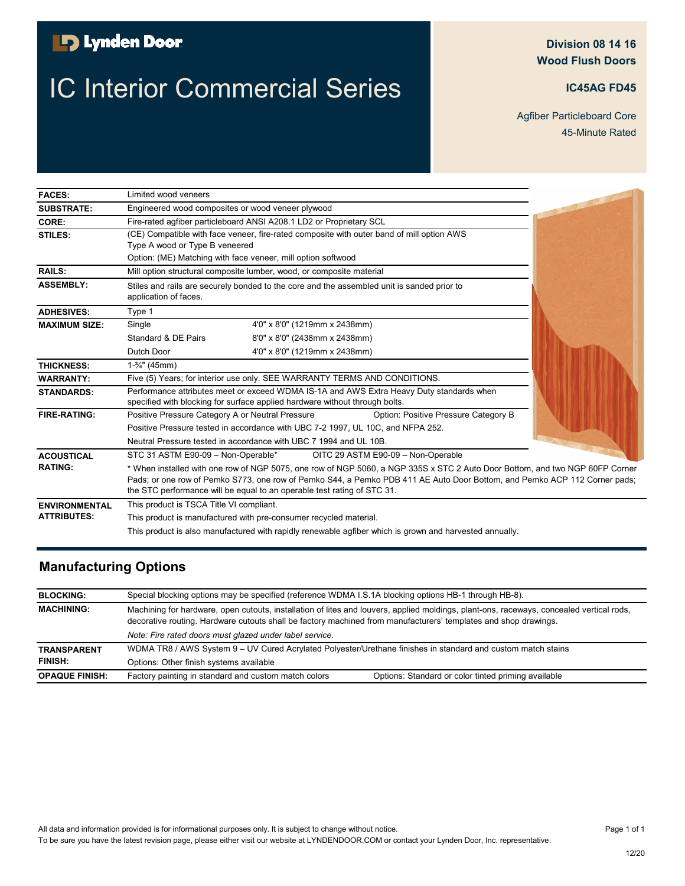# Lynden Door

# IC Interior Commercial Series

**Division 08 14 16**
**Wood Flush Doors**

**IC45AG FD45**

Agfiber Particleboard Core
45-Minute Rated

| | | |
|---|---|---|
| **FACES:** | Limited wood veneers | |
| **SUBSTRATE:** | Engineered wood composites or wood veneer plywood | |
| **CORE:** | Fire-rated agfiber particleboard ANSI A208.1 LD2 or Proprietary SCL | |
| **STILES:** | (CE) Compatible with face veneer, fire-rated composite with outer band of mill option AWS Type A wood or Type B veneered<br>Option: (ME) Matching with face veneer, mill option softwood | |
| **RAILS:** | Mill option structural composite lumber, wood, or composite material | |
| **ASSEMBLY:** | Stiles and rails are securely bonded to the core and the assembled unit is sanded prior to application of faces. | |
| **ADHESIVES:** | Type 1 | |
| **MAXIMUM SIZE:** | Single | 4'0" x 8'0" (1219mm x 2438mm) |
| | Standard & DE Pairs | 8'0" x 8'0" (2438mm x 2438mm) |
| | Dutch Door | 4'0" x 8'0" (1219mm x 2438mm) |
| **THICKNESS:** | 1-¾" (45mm) | |
| **WARRANTY:** | Five (5) Years; for interior use only. SEE WARRANTY TERMS AND CONDITIONS. | |
| **STANDARDS:** | Performance attributes meet or exceed WDMA IS-1A and AWS Extra Heavy Duty standards when specified with blocking for surface applied hardware without through bolts. | |
| **FIRE-RATING:** | Positive Pressure Category A or Neutral Pressure | Option: Positive Pressure Category B |
| | Positive Pressure tested in accordance with UBC 7-2 1997, UL 10C, and NFPA 252. | |
| | Neutral Pressure tested in accordance with UBC 7 1994 and UL 10B. | |
| **ACOUSTICAL RATING:** | STC 31 ASTM E90-09 – Non-Operable* | OITC 29 ASTM E90-09 – Non-Operable |
| | * When installed with one row of NGP 5075, one row of NGP 5060, a NGP 335S x STC 2 Auto Door Bottom, and two NGP 60FP Corner Pads; or one row of Pemko S773, one row of Pemko S44, a Pemko PDB 411 AE Auto Door Bottom, and Pemko ACP 112 Corner pads; the STC performance will be equal to an operable test rating of STC 31. | |
| **ENVIRONMENTAL ATTRIBUTES:** | This product is TSCA Title VI compliant.<br>This product is manufactured with pre-consumer recycled material.<br>This product is also manufactured with rapidly renewable agfiber which is grown and harvested annually. | |

## Manufacturing Options

| | | |
|---|---|---|
| **BLOCKING:** | Special blocking options may be specified (reference WDMA I.S.1A blocking options HB-1 through HB-8). | |
| **MACHINING:** | Machining for hardware, open cutouts, installation of lites and louvers, applied moldings, plant-ons, raceways, concealed vertical rods, decorative routing. Hardware cutouts shall be factory machined from manufacturers' templates and shop drawings.<br>*Note: Fire rated doors must glazed under label service.* | |
| **TRANSPARENT FINISH:** | WDMA TR8 / AWS System 9 – UV Cured Acrylated Polyester/Urethane finishes in standard and custom match stains<br>Options: Other finish systems available | |
| **OPAQUE FINISH:** | Factory painting in standard and custom match colors | Options: Standard or color tinted priming available |

All data and information provided is for informational purposes only. It is subject to change without notice.
To be sure you have the latest revision page, please either visit our website at LYNDENDOOR.COM or contact your Lynden Door, Inc. representative.

12/20